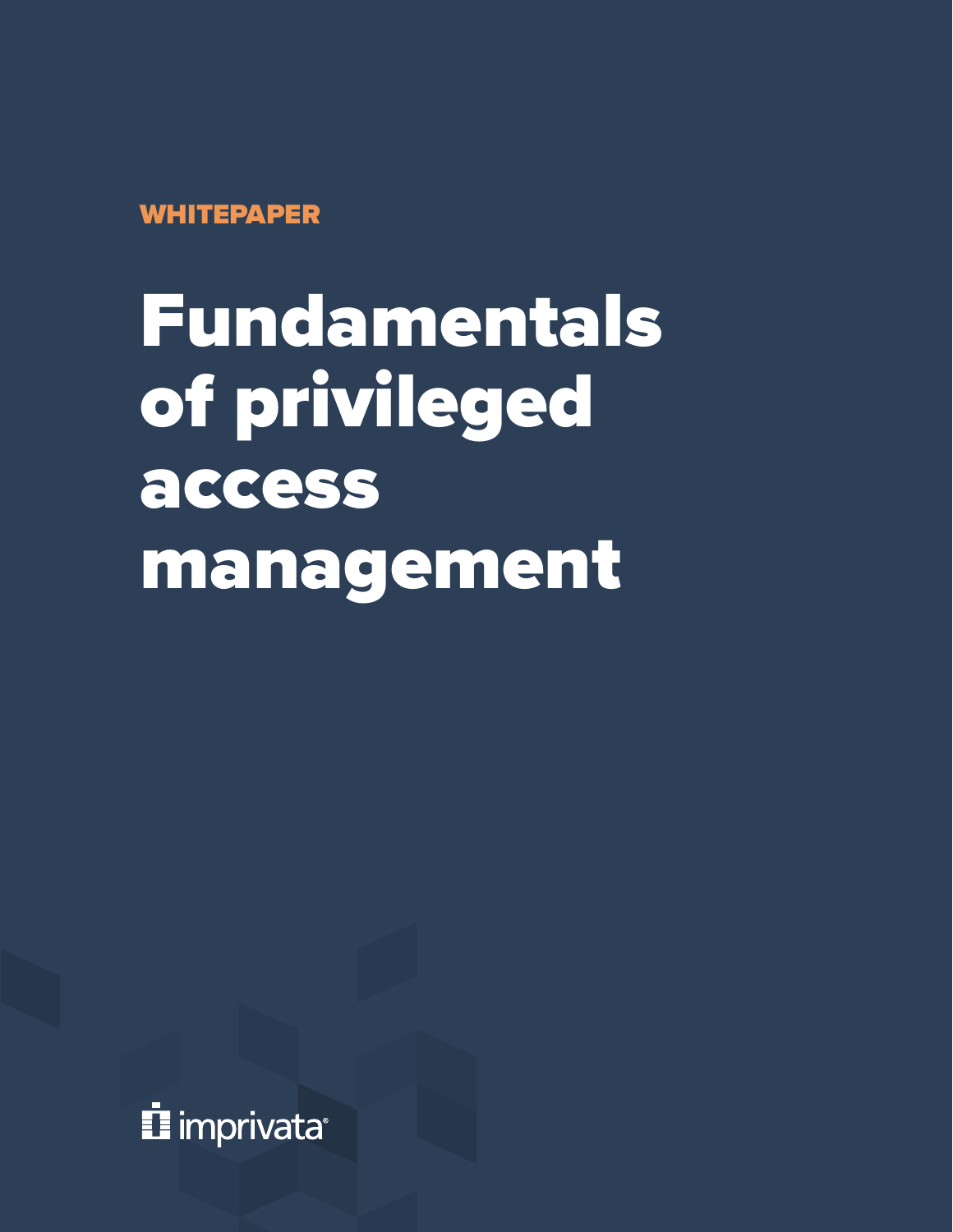WHITEPAPER

# Fundamentals of privileged access management

imprivata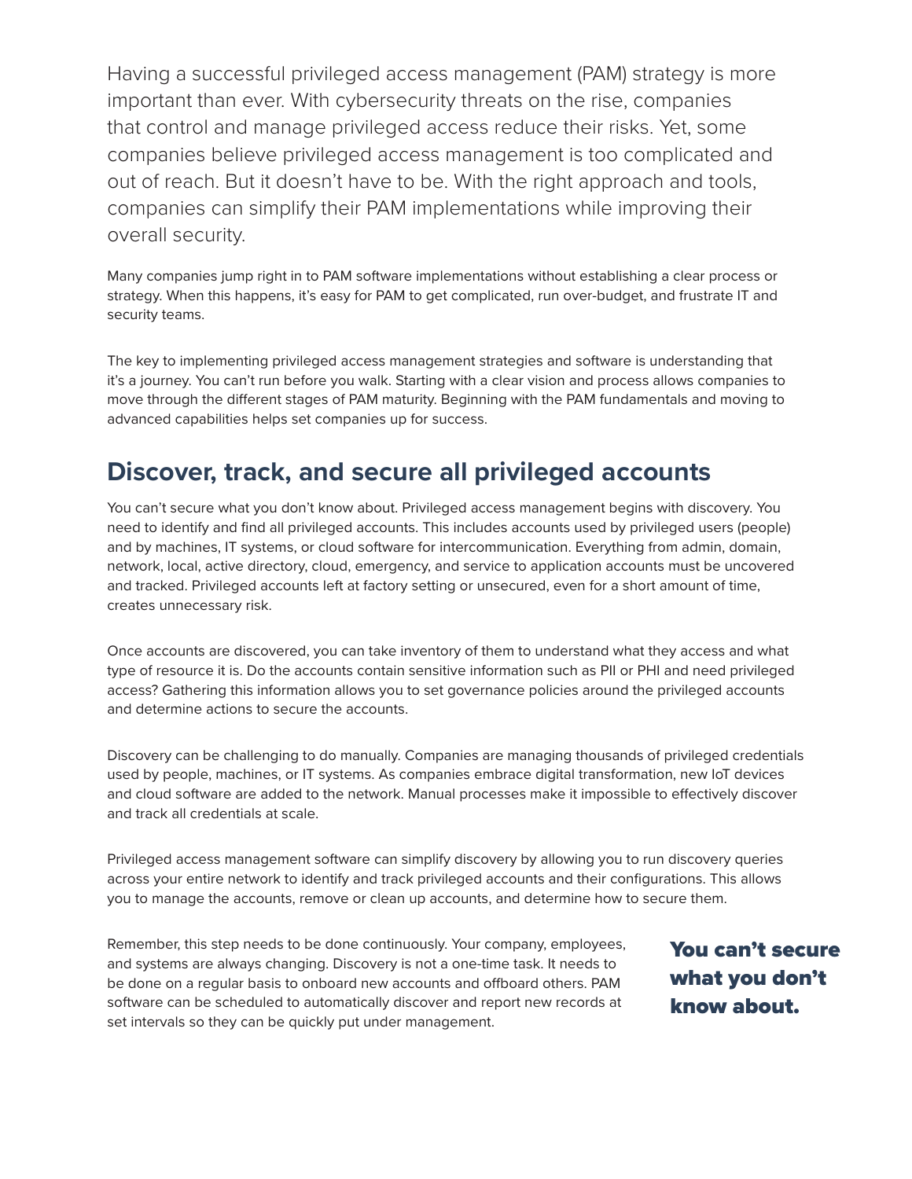Having a successful privileged access management (PAM) strategy is more important than ever. With cybersecurity threats on the rise, companies that control and manage privileged access reduce their risks. Yet, some companies believe privileged access management is too complicated and out of reach. But it doesn't have to be. With the right approach and tools, companies can simplify their PAM implementations while improving their overall security.

Many companies jump right in to PAM software implementations without establishing a clear process or strategy. When this happens, it's easy for PAM to get complicated, run over-budget, and frustrate IT and security teams.

The key to implementing privileged access management strategies and software is understanding that it's a journey. You can't run before you walk. Starting with a clear vision and process allows companies to move through the different stages of PAM maturity. Beginning with the PAM fundamentals and moving to advanced capabilities helps set companies up for success.

## Discover, track, and secure all privileged accounts

You can't secure what you don't know about. Privileged access management begins with discovery. You need to identify and find all privileged accounts. This includes accounts used by privileged users (people) and by machines, IT systems, or cloud software for intercommunication. Everything from admin, domain, network, local, active directory, cloud, emergency, and service to application accounts must be uncovered and tracked. Privileged accounts left at factory setting or unsecured, even for a short amount of time, creates unnecessary risk.

Once accounts are discovered, you can take inventory of them to understand what they access and what type of resource it is. Do the accounts contain sensitive information such as PII or PHI and need privileged access? Gathering this information allows you to set governance policies around the privileged accounts and determine actions to secure the accounts.

Discovery can be challenging to do manually. Companies are managing thousands of privileged credentials used by people, machines, or IT systems. As companies embrace digital transformation, new IoT devices and cloud software are added to the network. Manual processes make it impossible to effectively discover and track all credentials at scale.

Privileged access management software can simplify discovery by allowing you to run discovery queries across your entire network to identify and track privileged accounts and their configurations. This allows you to manage the accounts, remove or clean up accounts, and determine how to secure them.

Remember, this step needs to be done continuously. Your company, employees, and systems are always changing. Discovery is not a one-time task. It needs to be done on a regular basis to onboard new accounts and offboard others. PAM software can be scheduled to automatically discover and report new records at set intervals so they can be quickly put under management.

**You can't secure what you don't know about.**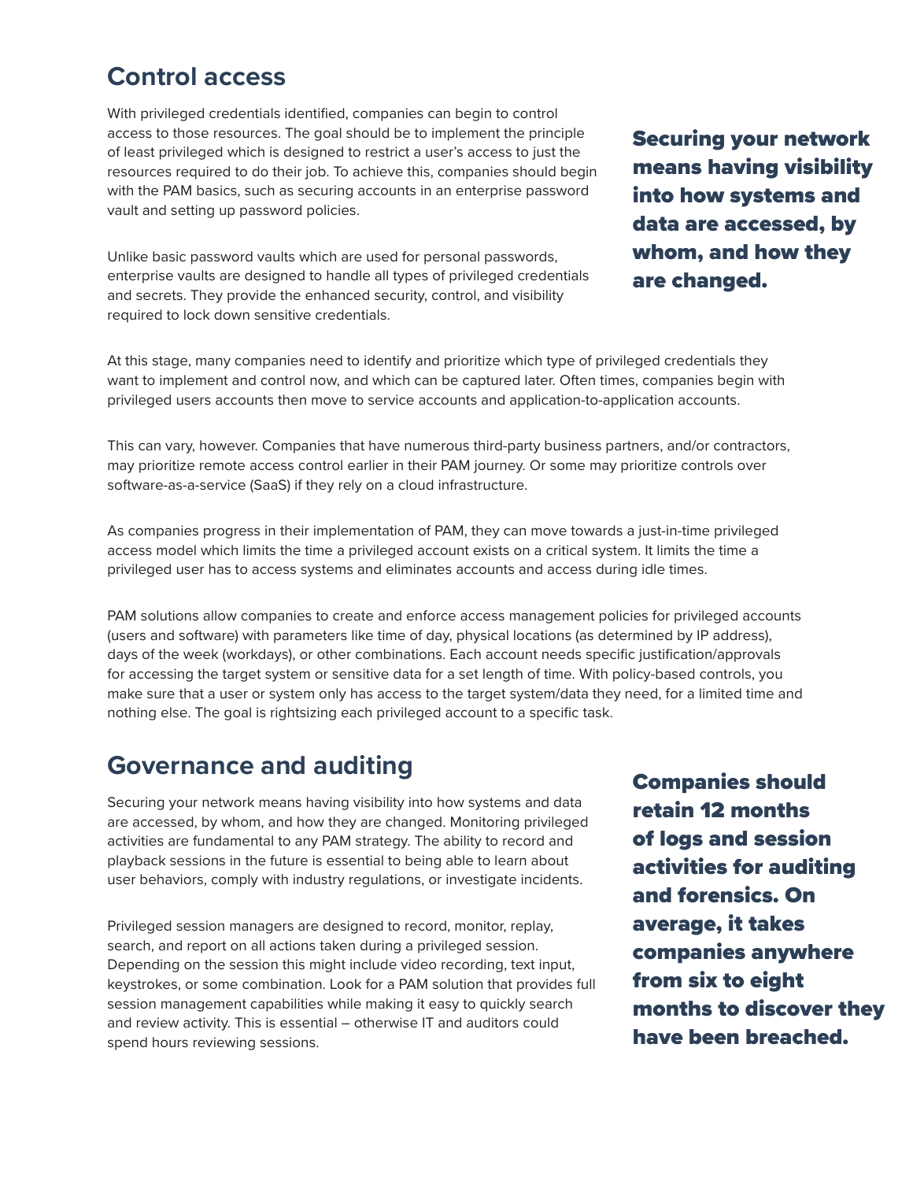## Control access

With privileged credentials identified, companies can begin to control access to those resources. The goal should be to implement the principle of least privileged which is designed to restrict a user's access to just the resources required to do their job. To achieve this, companies should begin with the PAM basics, such as securing accounts in an enterprise password vault and setting up password policies.

Unlike basic password vaults which are used for personal passwords, enterprise vaults are designed to handle all types of privileged credentials and secrets. They provide the enhanced security, control, and visibility required to lock down sensitive credentials.

**Securing your network means having visibility into how systems and data are accessed, by whom, and how they are changed.**

At this stage, many companies need to identify and prioritize which type of privileged credentials they want to implement and control now, and which can be captured later. Often times, companies begin with privileged users accounts then move to service accounts and application-to-application accounts.

This can vary, however. Companies that have numerous third-party business partners, and/or contractors, may prioritize remote access control earlier in their PAM journey. Or some may prioritize controls over software-as-a-service (SaaS) if they rely on a cloud infrastructure.

As companies progress in their implementation of PAM, they can move towards a just-in-time privileged access model which limits the time a privileged account exists on a critical system. It limits the time a privileged user has to access systems and eliminates accounts and access during idle times.

PAM solutions allow companies to create and enforce access management policies for privileged accounts (users and software) with parameters like time of day, physical locations (as determined by IP address), days of the week (workdays), or other combinations. Each account needs specific justification/approvals for accessing the target system or sensitive data for a set length of time. With policy-based controls, you make sure that a user or system only has access to the target system/data they need, for a limited time and nothing else. The goal is rightsizing each privileged account to a specific task.

## Governance and auditing

Securing your network means having visibility into how systems and data are accessed, by whom, and how they are changed. Monitoring privileged activities are fundamental to any PAM strategy. The ability to record and playback sessions in the future is essential to being able to learn about user behaviors, comply with industry regulations, or investigate incidents.

Privileged session managers are designed to record, monitor, replay, search, and report on all actions taken during a privileged session. Depending on the session this might include video recording, text input, keystrokes, or some combination. Look for a PAM solution that provides full session management capabilities while making it easy to quickly search and review activity. This is essential – otherwise IT and auditors could spend hours reviewing sessions.

**Companies should retain 12 months of logs and session activities for auditing and forensics. On average, it takes companies anywhere from six to eight months to discover they have been breached.**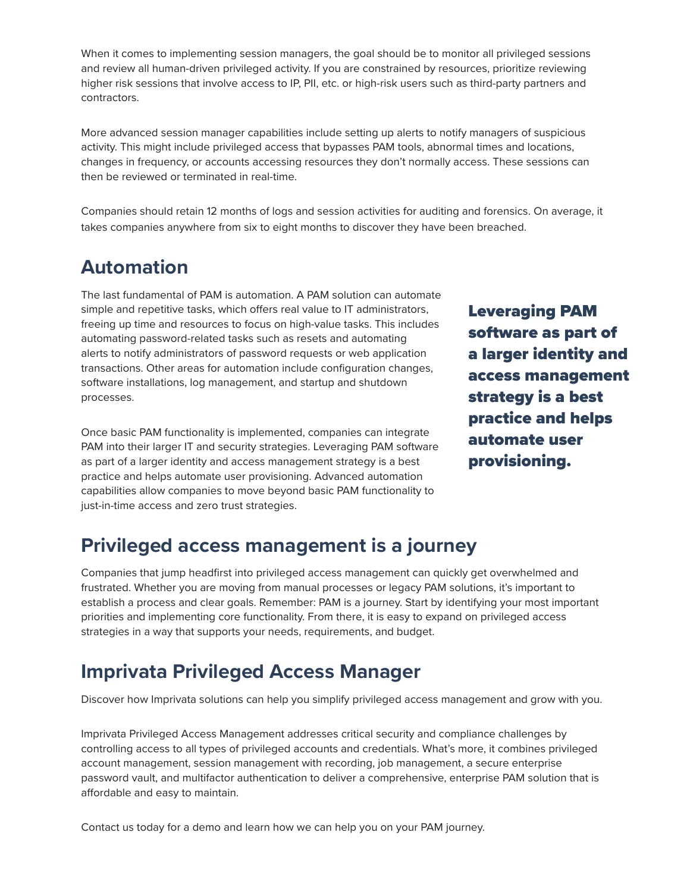When it comes to implementing session managers, the goal should be to monitor all privileged sessions and review all human-driven privileged activity. If you are constrained by resources, prioritize reviewing higher risk sessions that involve access to IP, PII, etc. or high-risk users such as third-party partners and contractors.

More advanced session manager capabilities include setting up alerts to notify managers of suspicious activity. This might include privileged access that bypasses PAM tools, abnormal times and locations, changes in frequency, or accounts accessing resources they don't normally access. These sessions can then be reviewed or terminated in real-time.

Companies should retain 12 months of logs and session activities for auditing and forensics. On average, it takes companies anywhere from six to eight months to discover they have been breached.

## Automation

The last fundamental of PAM is automation. A PAM solution can automate simple and repetitive tasks, which offers real value to IT administrators, freeing up time and resources to focus on high-value tasks. This includes automating password-related tasks such as resets and automating alerts to notify administrators of password requests or web application transactions. Other areas for automation include configuration changes, software installations, log management, and startup and shutdown processes.

Once basic PAM functionality is implemented, companies can integrate PAM into their larger IT and security strategies. Leveraging PAM software as part of a larger identity and access management strategy is a best practice and helps automate user provisioning. Advanced automation capabilities allow companies to move beyond basic PAM functionality to just-in-time access and zero trust strategies.

**Leveraging PAM software as part of a larger identity and access management strategy is a best practice and helps automate user provisioning.**

## Privileged access management is a journey

Companies that jump headfirst into privileged access management can quickly get overwhelmed and frustrated. Whether you are moving from manual processes or legacy PAM solutions, it's important to establish a process and clear goals. Remember: PAM is a journey. Start by identifying your most important priorities and implementing core functionality. From there, it is easy to expand on privileged access strategies in a way that supports your needs, requirements, and budget.

## Imprivata Privileged Access Manager

Discover how Imprivata solutions can help you simplify privileged access management and grow with you.

Imprivata Privileged Access Management addresses critical security and compliance challenges by controlling access to all types of privileged accounts and credentials. What's more, it combines privileged account management, session management with recording, job management, a secure enterprise password vault, and multifactor authentication to deliver a comprehensive, enterprise PAM solution that is affordable and easy to maintain.

Contact us today for a demo and learn how we can help you on your PAM journey.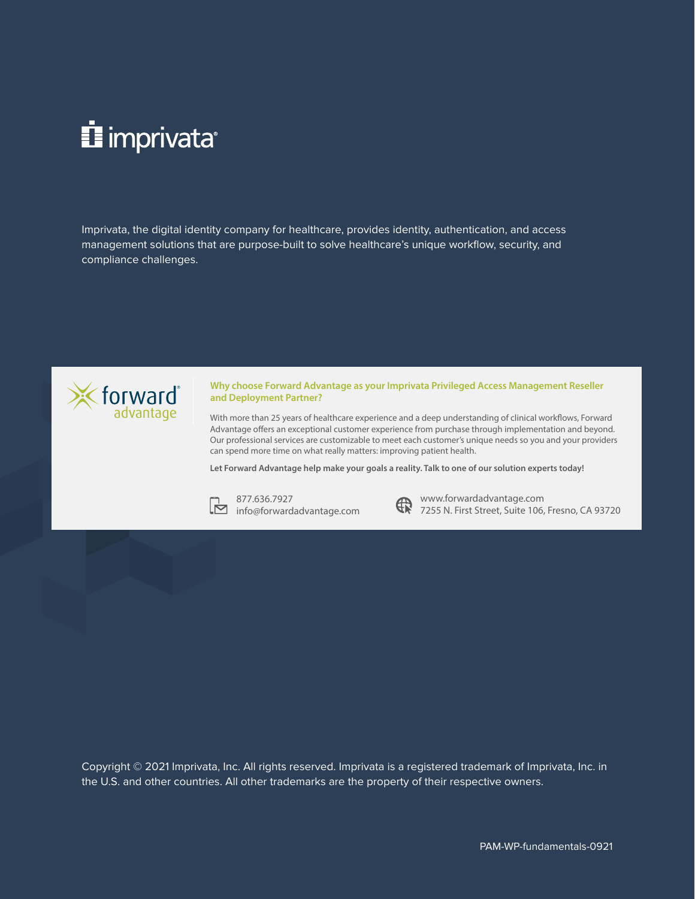imprivata

Imprivata, the digital identity company for healthcare, provides identity, authentication, and access management solutions that are purpose-built to solve healthcare's unique workflow, security, and compliance challenges.

forward advantage

**Why choose Forward Advantage as your Imprivata Privileged Access Management Reseller and Deployment Partner?**

With more than 25 years of healthcare experience and a deep understanding of clinical workflows, Forward Advantage offers an exceptional customer experience from purchase through implementation and beyond. Our professional services are customizable to meet each customer's unique needs so you and your providers can spend more time on what really matters: improving patient health.

**Let Forward Advantage help make your goals a reality. Talk to one of our solution experts today!**

877.636.7927
info@forwardadvantage.com

www.forwardadvantage.com
7255 N. First Street, Suite 106, Fresno, CA 93720

Copyright © 2021 Imprivata, Inc. All rights reserved. Imprivata is a registered trademark of Imprivata, Inc. in the U.S. and other countries. All other trademarks are the property of their respective owners.

PAM-WP-fundamentals-0921